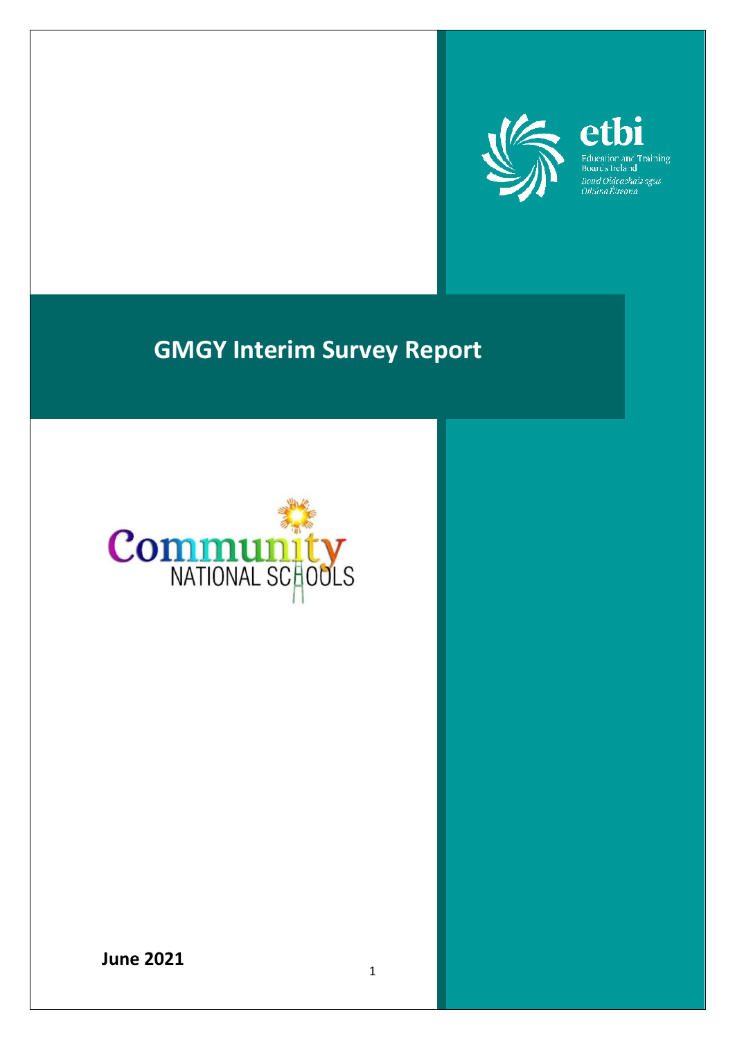etbi

Education and Training Boards Ireland

*Bord Oideachais agus Oiliúna Éireann*

# GMGY Interim Survey Report

Community NATIONAL SCHOOLS

**June 2021**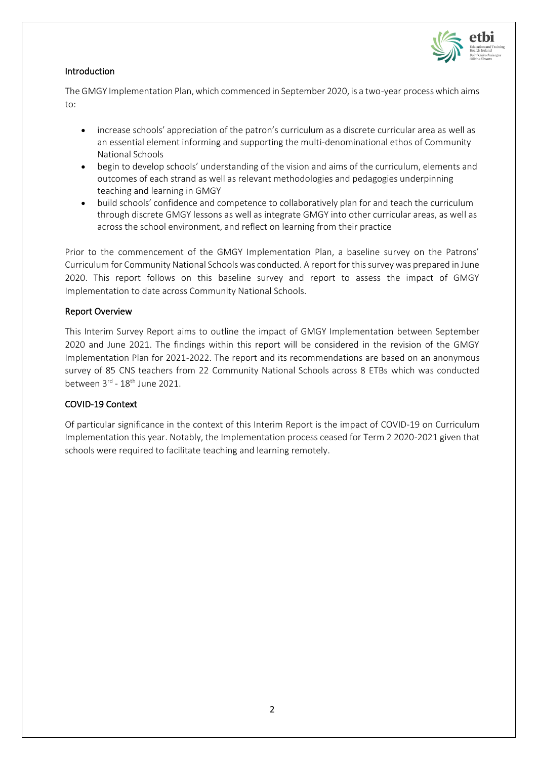## Introduction

The GMGY Implementation Plan, which commenced in September 2020, is a two-year process which aims to:

- increase schools' appreciation of the patron's curriculum as a discrete curricular area as well as an essential element informing and supporting the multi-denominational ethos of Community National Schools
- begin to develop schools' understanding of the vision and aims of the curriculum, elements and outcomes of each strand as well as relevant methodologies and pedagogies underpinning teaching and learning in GMGY
- build schools' confidence and competence to collaboratively plan for and teach the curriculum through discrete GMGY lessons as well as integrate GMGY into other curricular areas, as well as across the school environment, and reflect on learning from their practice

Prior to the commencement of the GMGY Implementation Plan, a baseline survey on the Patrons' Curriculum for Community National Schools was conducted. A report for this survey was prepared in June 2020. This report follows on this baseline survey and report to assess the impact of GMGY Implementation to date across Community National Schools.

## Report Overview

This Interim Survey Report aims to outline the impact of GMGY Implementation between September 2020 and June 2021. The findings within this report will be considered in the revision of the GMGY Implementation Plan for 2021-2022. The report and its recommendations are based on an anonymous survey of 85 CNS teachers from 22 Community National Schools across 8 ETBs which was conducted between 3rd - 18th June 2021.

## COVID-19 Context

Of particular significance in the context of this Interim Report is the impact of COVID-19 on Curriculum Implementation this year. Notably, the Implementation process ceased for Term 2 2020-2021 given that schools were required to facilitate teaching and learning remotely.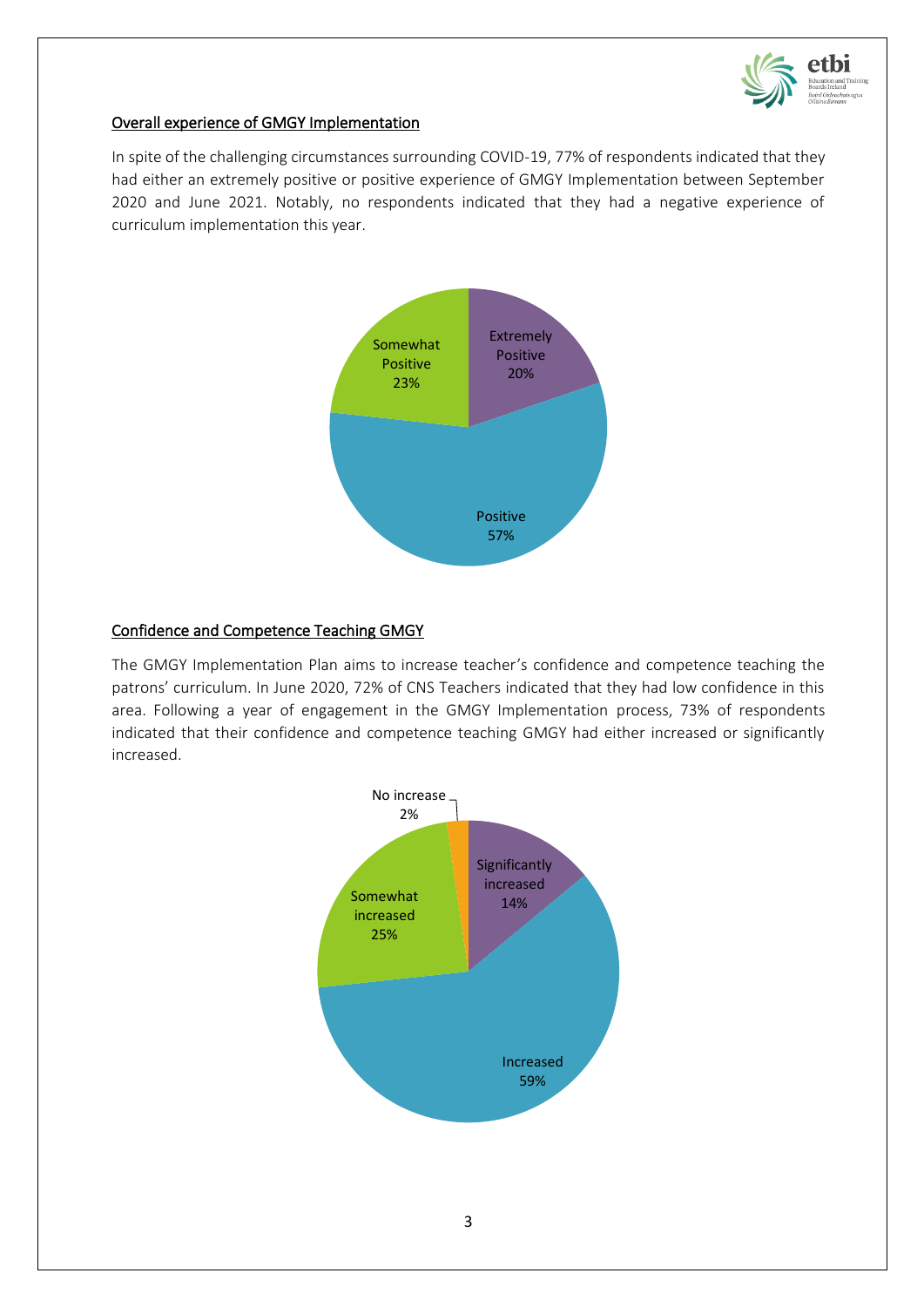## Overall experience of GMGY Implementation

In spite of the challenging circumstances surrounding COVID-19, 77% of respondents indicated that they had either an extremely positive or positive experience of GMGY Implementation between September 2020 and June 2021. Notably, no respondents indicated that they had a negative experience of curriculum implementation this year.

| Response | Percentage |
|---|---|
| Extremely Positive | 20% |
| Positive | 57% |
| Somewhat Positive | 23% |

## Confidence and Competence Teaching GMGY

The GMGY Implementation Plan aims to increase teacher's confidence and competence teaching the patrons' curriculum. In June 2020, 72% of CNS Teachers indicated that they had low confidence in this area. Following a year of engagement in the GMGY Implementation process, 73% of respondents indicated that their confidence and competence teaching GMGY had either increased or significantly increased.

| Response | Percentage |
|---|---|
| Significantly increased | 14% |
| Increased | 59% |
| Somewhat increased | 25% |
| No increase | 2% |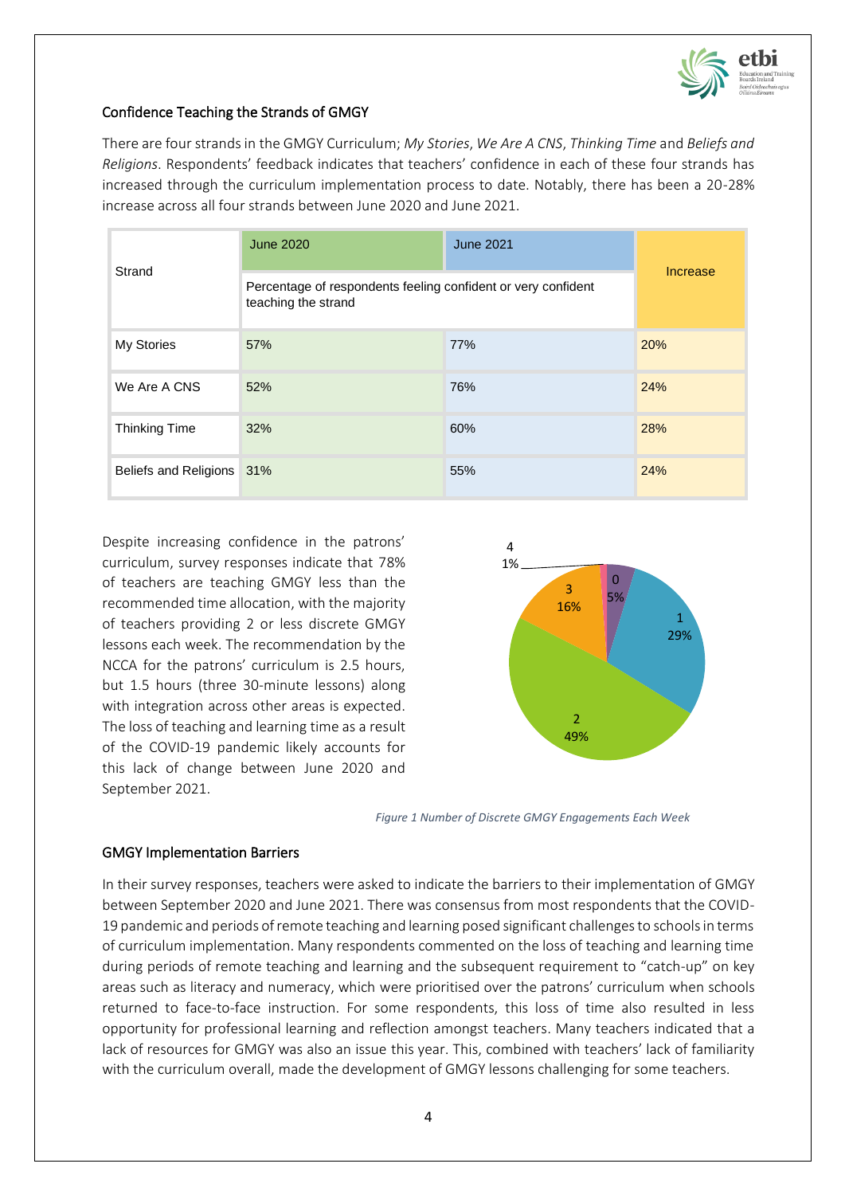## Confidence Teaching the Strands of GMGY

There are four strands in the GMGY Curriculum; *My Stories*, *We Are A CNS*, *Thinking Time* and *Beliefs and Religions*. Respondents' feedback indicates that teachers' confidence in each of these four strands has increased through the curriculum implementation process to date. Notably, there has been a 20-28% increase across all four strands between June 2020 and June 2021.

| Strand | June 2020 | June 2021 | Increase |
|---|---|---|---|
| | Percentage of respondents feeling confident or very confident teaching the strand | | |
| My Stories | 57% | 77% | 20% |
| We Are A CNS | 52% | 76% | 24% |
| Thinking Time | 32% | 60% | 28% |
| Beliefs and Religions | 31% | 55% | 24% |

Despite increasing confidence in the patrons' curriculum, survey responses indicate that 78% of teachers are teaching GMGY less than the recommended time allocation, with the majority of teachers providing 2 or less discrete GMGY lessons each week. The recommendation by the NCCA for the patrons' curriculum is 2.5 hours, but 1.5 hours (three 30-minute lessons) along with integration across other areas is expected. The loss of teaching and learning time as a result of the COVID-19 pandemic likely accounts for this lack of change between June 2020 and September 2021.

| Number of discrete GMGY engagements each week | Percentage |
|---|---|
| 0 | 5% |
| 1 | 29% |
| 2 | 49% |
| 3 | 16% |
| 4 | 1% |

*Figure 1 Number of Discrete GMGY Engagements Each Week*

## GMGY Implementation Barriers

In their survey responses, teachers were asked to indicate the barriers to their implementation of GMGY between September 2020 and June 2021. There was consensus from most respondents that the COVID-19 pandemic and periods of remote teaching and learning posed significant challenges to schools in terms of curriculum implementation. Many respondents commented on the loss of teaching and learning time during periods of remote teaching and learning and the subsequent requirement to "catch-up" on key areas such as literacy and numeracy, which were prioritised over the patrons' curriculum when schools returned to face-to-face instruction. For some respondents, this loss of time also resulted in less opportunity for professional learning and reflection amongst teachers. Many teachers indicated that a lack of resources for GMGY was also an issue this year. This, combined with teachers' lack of familiarity with the curriculum overall, made the development of GMGY lessons challenging for some teachers.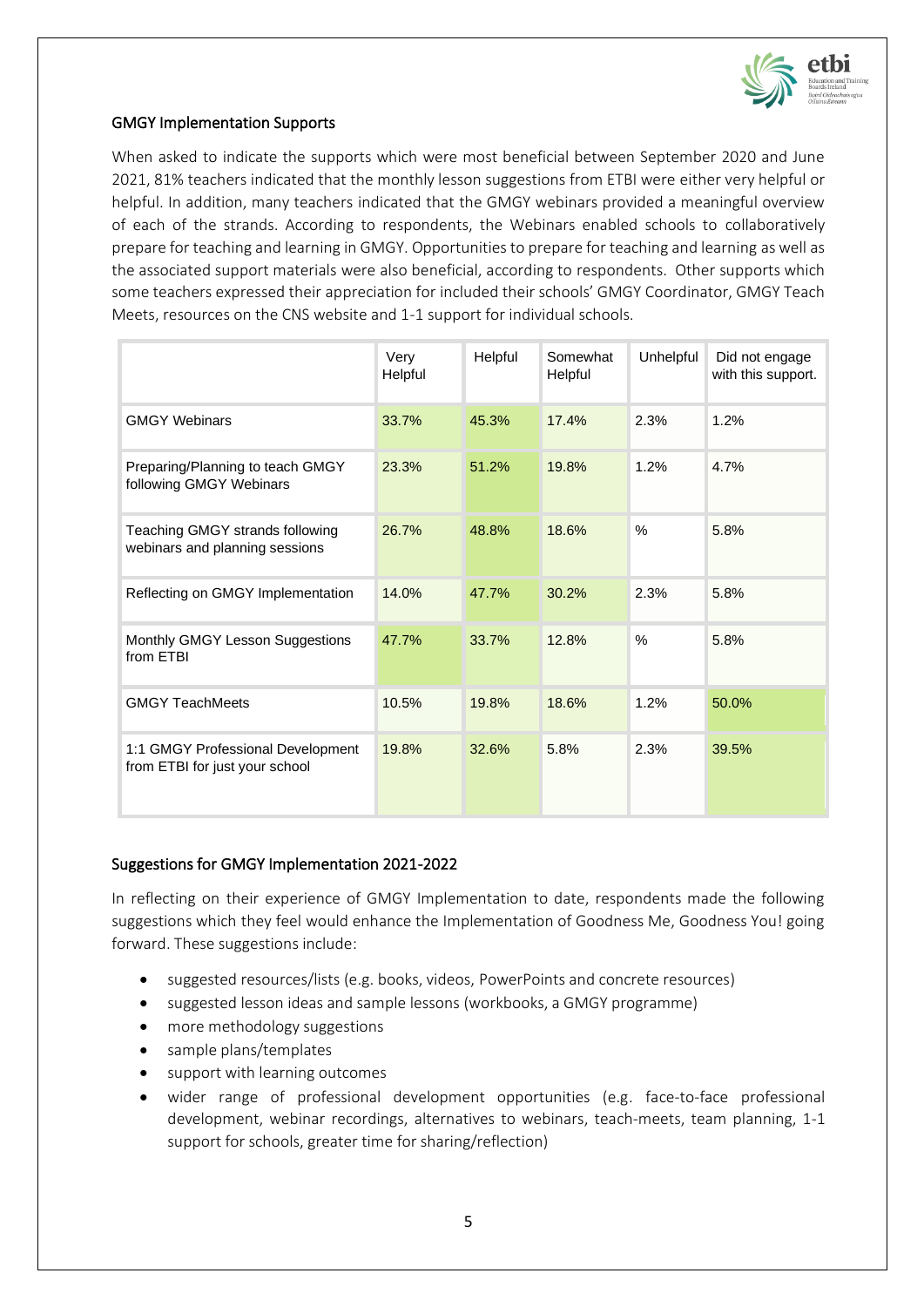## GMGY Implementation Supports

When asked to indicate the supports which were most beneficial between September 2020 and June 2021, 81% teachers indicated that the monthly lesson suggestions from ETBI were either very helpful or helpful. In addition, many teachers indicated that the GMGY webinars provided a meaningful overview of each of the strands. According to respondents, the Webinars enabled schools to collaboratively prepare for teaching and learning in GMGY. Opportunities to prepare for teaching and learning as well as the associated support materials were also beneficial, according to respondents. Other supports which some teachers expressed their appreciation for included their schools' GMGY Coordinator, GMGY Teach Meets, resources on the CNS website and 1-1 support for individual schools.

| | Very Helpful | Helpful | Somewhat Helpful | Unhelpful | Did not engage with this support. |
|---|---|---|---|---|---|
| GMGY Webinars | 33.7% | 45.3% | 17.4% | 2.3% | 1.2% |
| Preparing/Planning to teach GMGY following GMGY Webinars | 23.3% | 51.2% | 19.8% | 1.2% | 4.7% |
| Teaching GMGY strands following webinars and planning sessions | 26.7% | 48.8% | 18.6% | % | 5.8% |
| Reflecting on GMGY Implementation | 14.0% | 47.7% | 30.2% | 2.3% | 5.8% |
| Monthly GMGY Lesson Suggestions from ETBI | 47.7% | 33.7% | 12.8% | % | 5.8% |
| GMGY TeachMeets | 10.5% | 19.8% | 18.6% | 1.2% | 50.0% |
| 1:1 GMGY Professional Development from ETBI for just your school | 19.8% | 32.6% | 5.8% | 2.3% | 39.5% |

## Suggestions for GMGY Implementation 2021-2022

In reflecting on their experience of GMGY Implementation to date, respondents made the following suggestions which they feel would enhance the Implementation of Goodness Me, Goodness You! going forward. These suggestions include:

- suggested resources/lists (e.g. books, videos, PowerPoints and concrete resources)
- suggested lesson ideas and sample lessons (workbooks, a GMGY programme)
- more methodology suggestions
- sample plans/templates
- support with learning outcomes
- wider range of professional development opportunities (e.g. face-to-face professional development, webinar recordings, alternatives to webinars, teach-meets, team planning, 1-1 support for schools, greater time for sharing/reflection)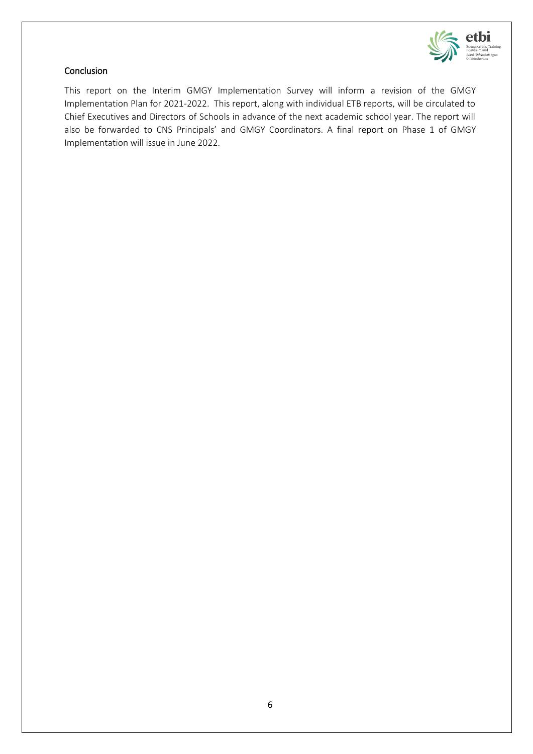## Conclusion

This report on the Interim GMGY Implementation Survey will inform a revision of the GMGY Implementation Plan for 2021-2022. This report, along with individual ETB reports, will be circulated to Chief Executives and Directors of Schools in advance of the next academic school year. The report will also be forwarded to CNS Principals' and GMGY Coordinators. A final report on Phase 1 of GMGY Implementation will issue in June 2022.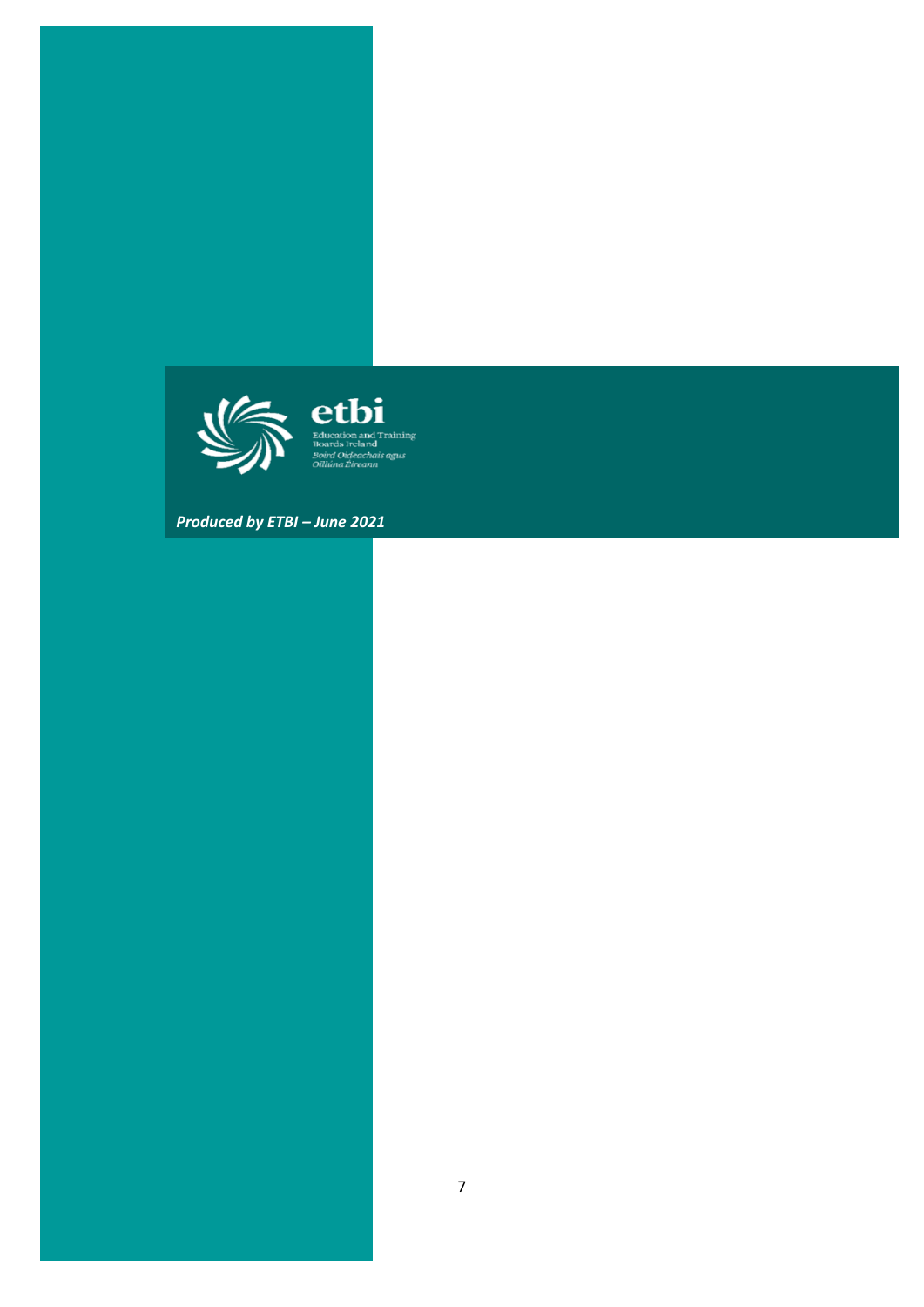etbi

Education and Training Boards Ireland

*Boird Oideachais agus Oiliúna Éireann*

***Produced by ETBI – June 2021***